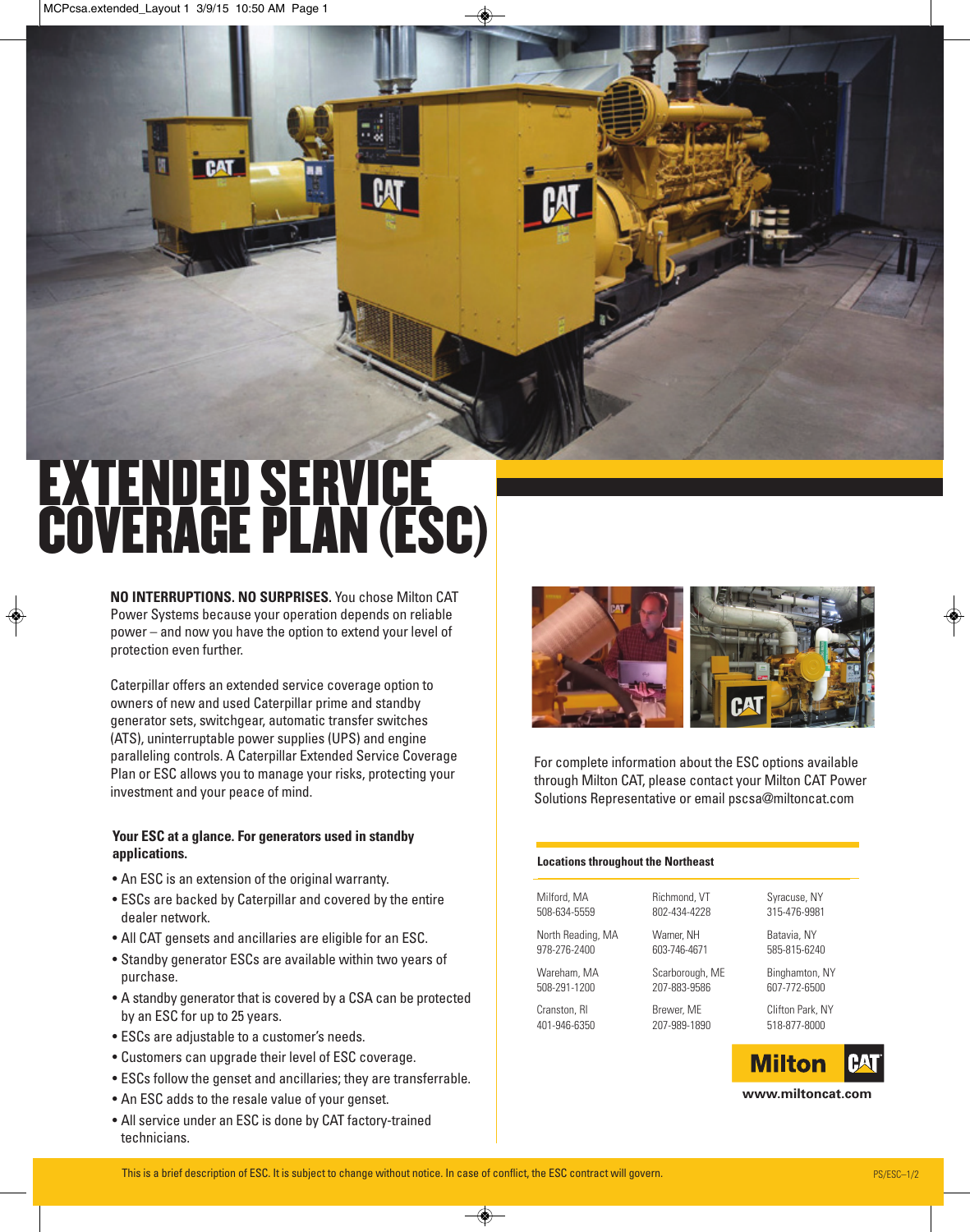# EXTENDED SERVICE COVERAGE PLAN (ESC)

**NO INTERRUPTIONS. NO SURPRISES.** You chose Milton CAT Power Systems because your operation depends on reliable power – and now you have the option to extend your level of protection even further.

Caterpillar offers an extended service coverage option to owners of new and used Caterpillar prime and standby generator sets, switchgear, automatic transfer switches (ATS), uninterruptable power supplies (UPS) and engine paralleling controls. A Caterpillar Extended Service Coverage Plan or ESC allows you to manage your risks, protecting your investment and your peace of mind.

**Your ESC at a glance. For generators used in standby applications.**

- An ESC is an extension of the original warranty.
- ESCs are backed by Caterpillar and covered by the entire dealer network.
- All CAT gensets and ancillaries are eligible for an ESC.
- Standby generator ESCs are available within two years of purchase.
- A standby generator that is covered by a CSA can be protected by an ESC for up to 25 years.
- ESCs are adjustable to a customer's needs.
- Customers can upgrade their level of ESC coverage.
- ESCs follow the genset and ancillaries; they are transferrable.
- An ESC adds to the resale value of your genset.
- All service under an ESC is done by CAT factory-trained technicians.

For complete information about the ESC options available through Milton CAT, please contact your Milton CAT Power Solutions Representative or email pscsa@miltoncat.com

**Locations throughout the Northeast**

| | | |
|---|---|---|
| Milford, MA 508-634-5559 | Richmond, VT 802-434-4228 | Syracuse, NY 315-476-9981 |
| North Reading, MA 978-276-2400 | Warner, NH 603-746-4671 | Batavia, NY 585-815-6240 |
| Wareham, MA 508-291-1200 | Scarborough, ME 207-883-9586 | Binghamton, NY 607-772-6500 |
| Cranston, RI 401-946-6350 | Brewer, ME 207-989-1890 | Clifton Park, NY 518-877-8000 |

Milton CAT

www.miltoncat.com

This is a brief description of ESC. It is subject to change without notice. In case of conflict, the ESC contract will govern.

PS/ESC–1/2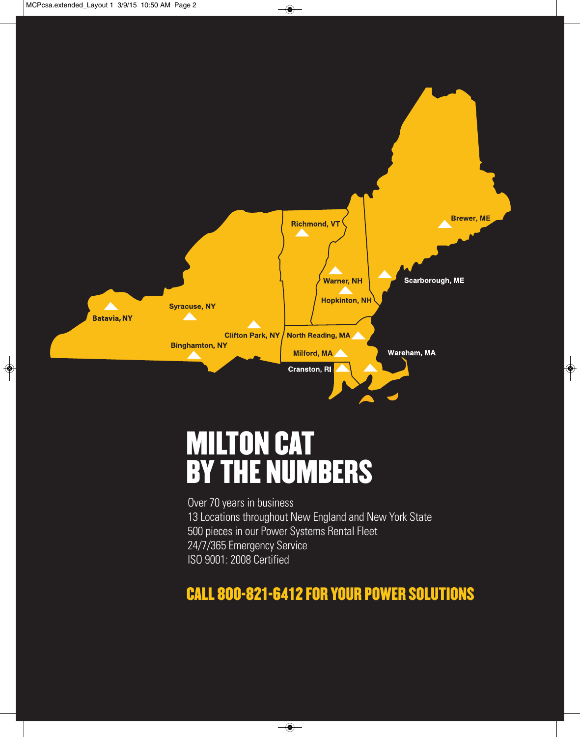Richmond, VT

Brewer, ME

Warner, NH

Scarborough, ME

Hopkinton, NH

Syracuse, NY

Batavia, NY

Clifton Park, NY

North Reading, MA

Binghamton, NY

Milford, MA

Wareham, MA

Cranston, RI

# MILTON CAT BY THE NUMBERS

Over 70 years in business
13 Locations throughout New England and New York State
500 pieces in our Power Systems Rental Fleet
24/7/365 Emergency Service
ISO 9001: 2008 Certified

## CALL 800-821-6412 FOR YOUR POWER SOLUTIONS